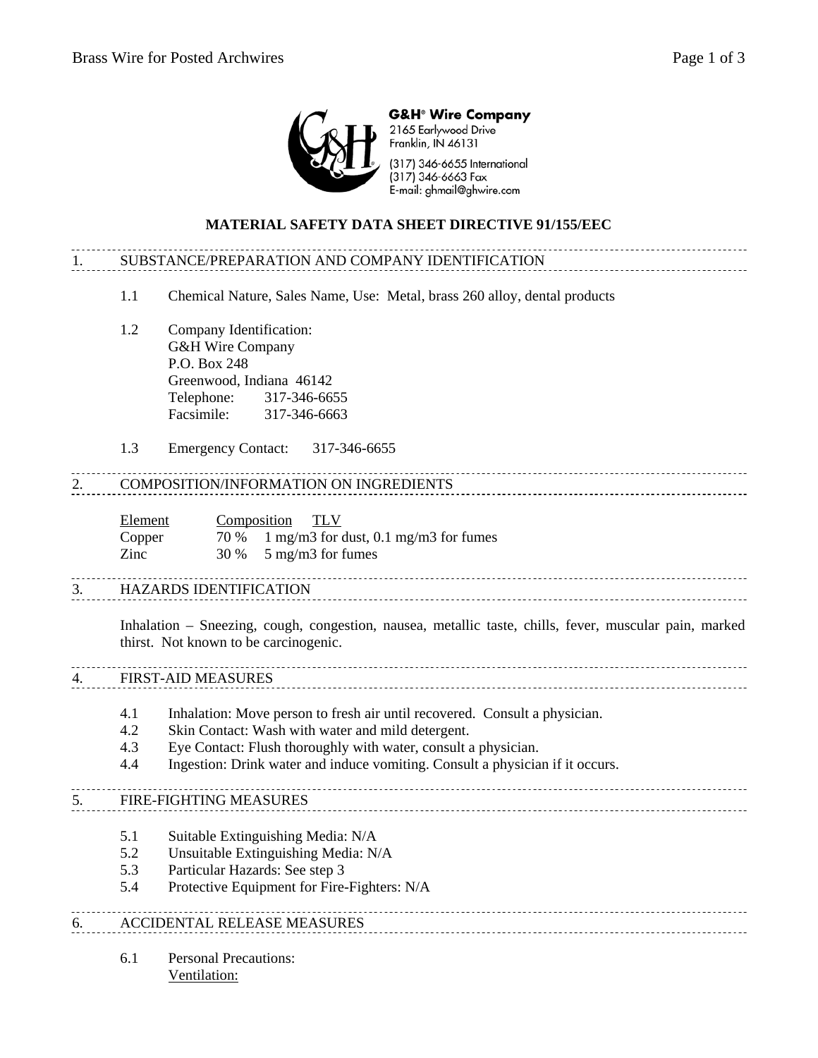**G&H® Wire Company**
2165 Earlywood Drive
Franklin, IN 46131
(317) 346-6655 International
(317) 346-6663 Fax
E-mail: ghmail@ghwire.com

# MATERIAL SAFETY DATA SHEET DIRECTIVE 91/155/EEC

## 1. SUBSTANCE/PREPARATION AND COMPANY IDENTIFICATION

1.1 Chemical Nature, Sales Name, Use: Metal, brass 260 alloy, dental products

1.2 Company Identification:
G&H Wire Company
P.O. Box 248
Greenwood, Indiana 46142
Telephone: 317-346-6655
Facsimile: 317-346-6663

1.3 Emergency Contact: 317-346-6655

## 2. COMPOSITION/INFORMATION ON INGREDIENTS

| Element | Composition | TLV |
| --- | --- | --- |
| Copper | 70 % | 1 mg/m3 for dust, 0.1 mg/m3 for fumes |
| Zinc | 30 % | 5 mg/m3 for fumes |

## 3. HAZARDS IDENTIFICATION

Inhalation – Sneezing, cough, congestion, nausea, metallic taste, chills, fever, muscular pain, marked thirst. Not known to be carcinogenic.

## 4. FIRST-AID MEASURES

4.1 Inhalation: Move person to fresh air until recovered. Consult a physician.
4.2 Skin Contact: Wash with water and mild detergent.
4.3 Eye Contact: Flush thoroughly with water, consult a physician.
4.4 Ingestion: Drink water and induce vomiting. Consult a physician if it occurs.

## 5. FIRE-FIGHTING MEASURES

5.1 Suitable Extinguishing Media: N/A
5.2 Unsuitable Extinguishing Media: N/A
5.3 Particular Hazards: See step 3
5.4 Protective Equipment for Fire-Fighters: N/A

## 6. ACCIDENTAL RELEASE MEASURES

6.1 Personal Precautions:
Ventilation: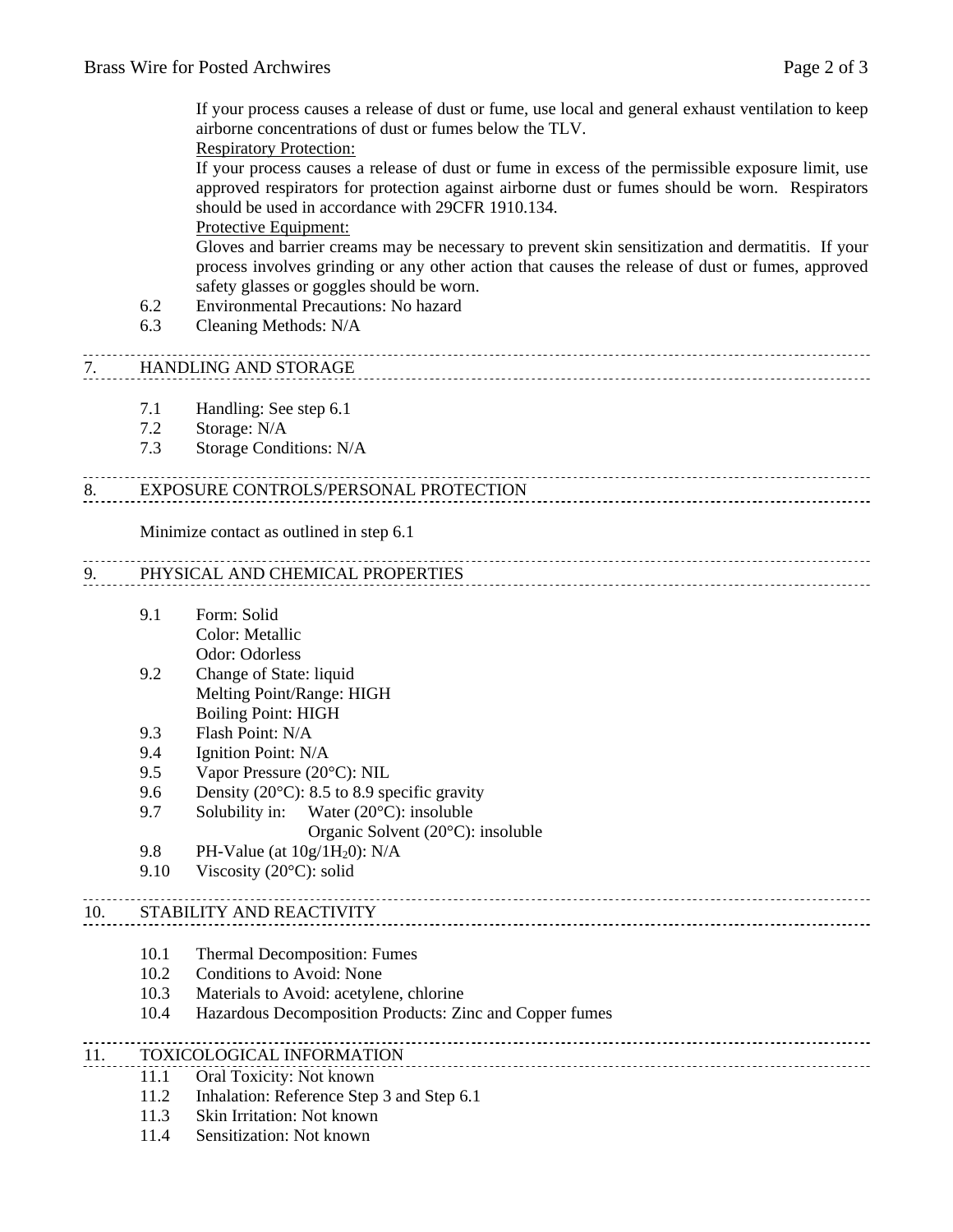If your process causes a release of dust or fume, use local and general exhaust ventilation to keep airborne concentrations of dust or fumes below the TLV.

Respiratory Protection:

If your process causes a release of dust or fume in excess of the permissible exposure limit, use approved respirators for protection against airborne dust or fumes should be worn. Respirators should be used in accordance with 29CFR 1910.134.

Protective Equipment:

Gloves and barrier creams may be necessary to prevent skin sensitization and dermatitis. If your process involves grinding or any other action that causes the release of dust or fumes, approved safety glasses or goggles should be worn.

6.2 Environmental Precautions: No hazard

6.3 Cleaning Methods: N/A

## 7. HANDLING AND STORAGE

7.1 Handling: See step 6.1

7.2 Storage: N/A

7.3 Storage Conditions: N/A

## 8. EXPOSURE CONTROLS/PERSONAL PROTECTION

Minimize contact as outlined in step 6.1

## 9. PHYSICAL AND CHEMICAL PROPERTIES

9.1 Form: Solid
Color: Metallic
Odor: Odorless

9.2 Change of State: liquid
Melting Point/Range: HIGH
Boiling Point: HIGH

9.3 Flash Point: N/A

9.4 Ignition Point: N/A

9.5 Vapor Pressure (20°C): NIL

9.6 Density (20°C): 8.5 to 8.9 specific gravity

9.7 Solubility in: Water (20°C): insoluble
Organic Solvent (20°C): insoluble

9.8 PH-Value (at 10g/1$H_2$0): N/A

9.10 Viscosity (20°C): solid

## 10. STABILITY AND REACTIVITY

10.1 Thermal Decomposition: Fumes

10.2 Conditions to Avoid: None

10.3 Materials to Avoid: acetylene, chlorine

10.4 Hazardous Decomposition Products: Zinc and Copper fumes

## 11. TOXICOLOGICAL INFORMATION

11.1 Oral Toxicity: Not known

11.2 Inhalation: Reference Step 3 and Step 6.1

11.3 Skin Irritation: Not known

11.4 Sensitization: Not known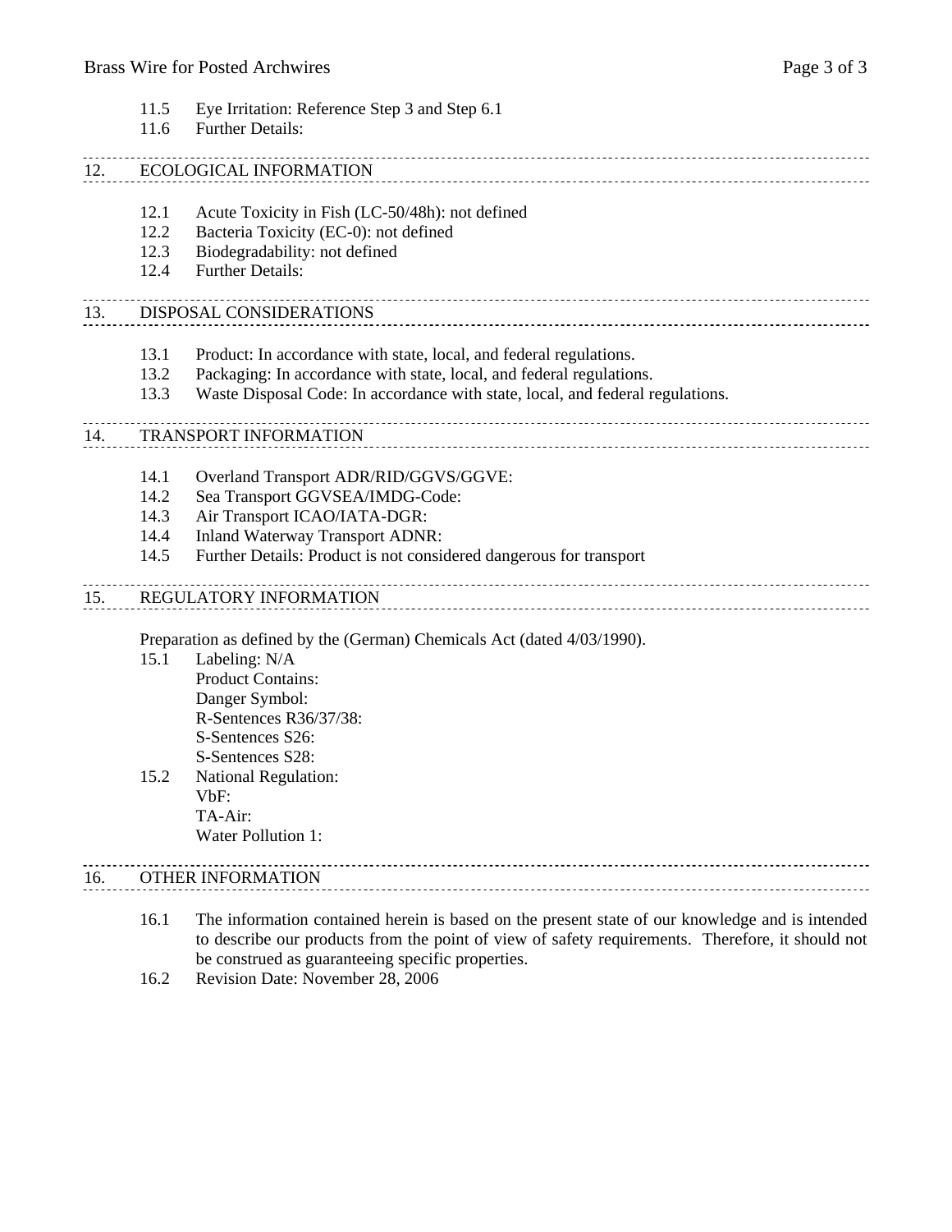11.5 Eye Irritation: Reference Step 3 and Step 6.1
11.6 Further Details:

## 12. ECOLOGICAL INFORMATION

12.1 Acute Toxicity in Fish (LC-50/48h): not defined
12.2 Bacteria Toxicity (EC-0): not defined
12.3 Biodegradability: not defined
12.4 Further Details:

## 13. DISPOSAL CONSIDERATIONS

13.1 Product: In accordance with state, local, and federal regulations.
13.2 Packaging: In accordance with state, local, and federal regulations.
13.3 Waste Disposal Code: In accordance with state, local, and federal regulations.

## 14. TRANSPORT INFORMATION

14.1 Overland Transport ADR/RID/GGVS/GGVE:
14.2 Sea Transport GGVSEA/IMDG-Code:
14.3 Air Transport ICAO/IATA-DGR:
14.4 Inland Waterway Transport ADNR:
14.5 Further Details: Product is not considered dangerous for transport

## 15. REGULATORY INFORMATION

Preparation as defined by the (German) Chemicals Act (dated 4/03/1990).

15.1 Labeling: N/A
Product Contains:
Danger Symbol:
R-Sentences R36/37/38:
S-Sentences S26:
S-Sentences S28:

15.2 National Regulation:
VbF:
TA-Air:
Water Pollution 1:

## 16. OTHER INFORMATION

16.1 The information contained herein is based on the present state of our knowledge and is intended to describe our products from the point of view of safety requirements. Therefore, it should not be construed as guaranteeing specific properties.
16.2 Revision Date: November 28, 2006